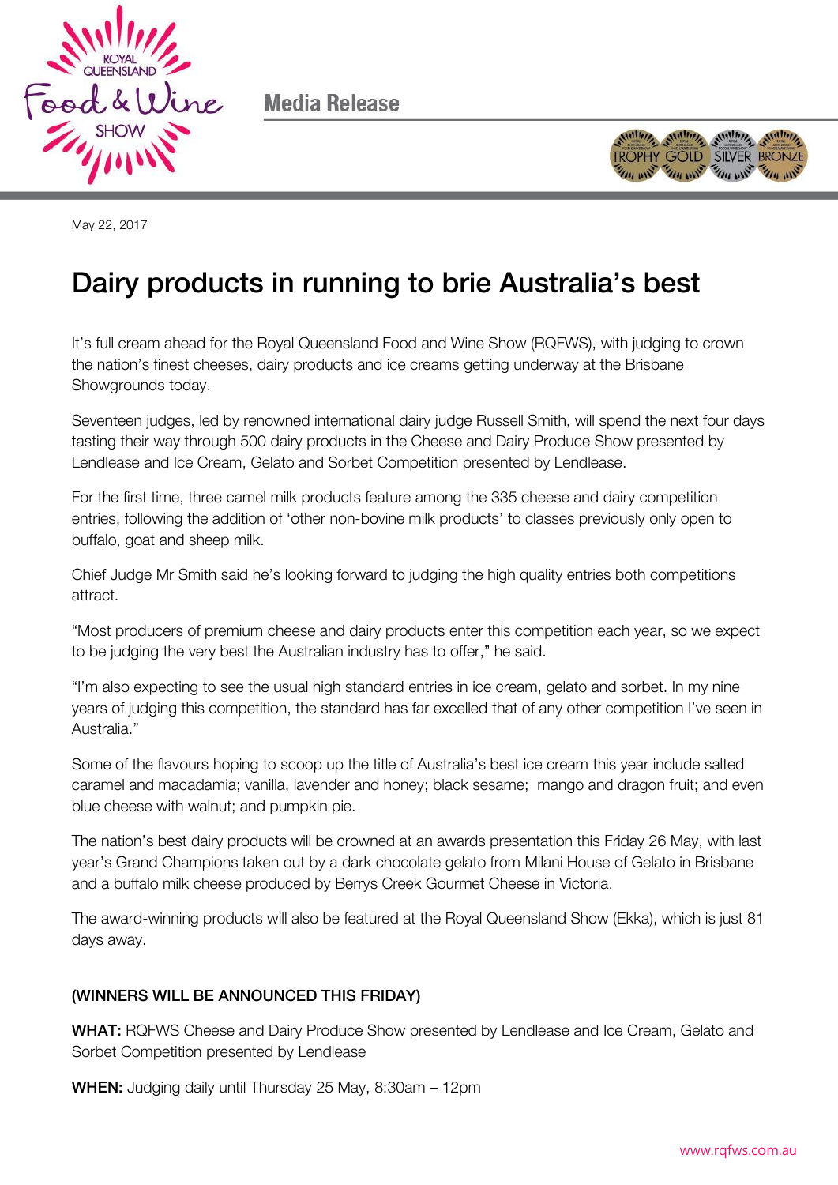Media Release

May 22, 2017

# Dairy products in running to brie Australia's best

It's full cream ahead for the Royal Queensland Food and Wine Show (RQFWS), with judging to crown the nation's finest cheeses, dairy products and ice creams getting underway at the Brisbane Showgrounds today.

Seventeen judges, led by renowned international dairy judge Russell Smith, will spend the next four days tasting their way through 500 dairy products in the Cheese and Dairy Produce Show presented by Lendlease and Ice Cream, Gelato and Sorbet Competition presented by Lendlease.

For the first time, three camel milk products feature among the 335 cheese and dairy competition entries, following the addition of 'other non-bovine milk products' to classes previously only open to buffalo, goat and sheep milk.

Chief Judge Mr Smith said he's looking forward to judging the high quality entries both competitions attract.

"Most producers of premium cheese and dairy products enter this competition each year, so we expect to be judging the very best the Australian industry has to offer," he said.

"I'm also expecting to see the usual high standard entries in ice cream, gelato and sorbet. In my nine years of judging this competition, the standard has far excelled that of any other competition I've seen in Australia."

Some of the flavours hoping to scoop up the title of Australia's best ice cream this year include salted caramel and macadamia; vanilla, lavender and honey; black sesame; mango and dragon fruit; and even blue cheese with walnut; and pumpkin pie.

The nation's best dairy products will be crowned at an awards presentation this Friday 26 May, with last year's Grand Champions taken out by a dark chocolate gelato from Milani House of Gelato in Brisbane and a buffalo milk cheese produced by Berrys Creek Gourmet Cheese in Victoria.

The award-winning products will also be featured at the Royal Queensland Show (Ekka), which is just 81 days away.

**(WINNERS WILL BE ANNOUNCED THIS FRIDAY)**

**WHAT:** RQFWS Cheese and Dairy Produce Show presented by Lendlease and Ice Cream, Gelato and Sorbet Competition presented by Lendlease

**WHEN:** Judging daily until Thursday 25 May, 8:30am – 12pm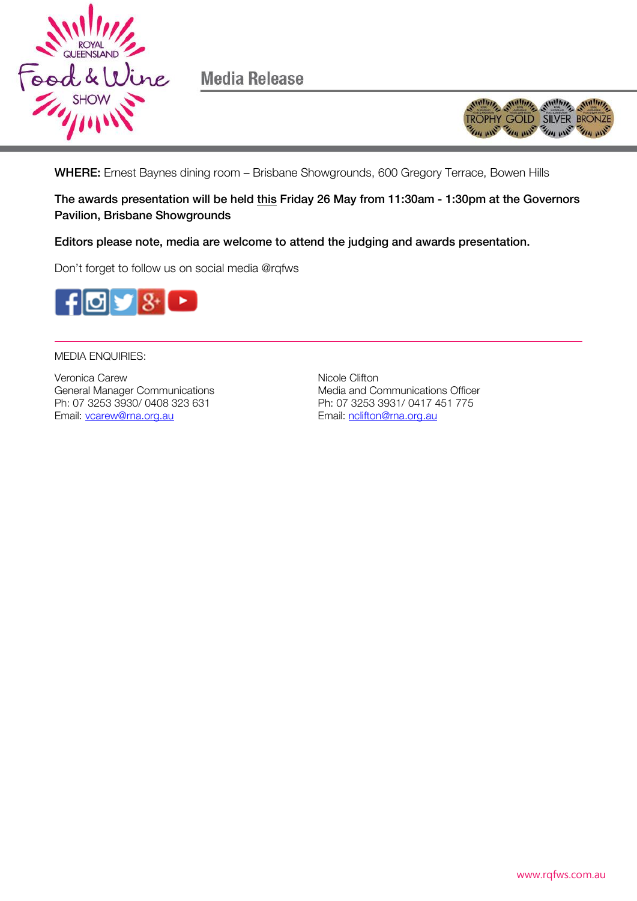**WHERE:** Ernest Baynes dining room – Brisbane Showgrounds, 600 Gregory Terrace, Bowen Hills

**The awards presentation will be held this Friday 26 May from 11:30am - 1:30pm at the Governors Pavilion, Brisbane Showgrounds**

**Editors please note, media are welcome to attend the judging and awards presentation.**

Don't forget to follow us on social media @rqfws

MEDIA ENQUIRIES:

Veronica Carew
General Manager Communications
Ph: 07 3253 3930/ 0408 323 631
Email: vcarew@rna.org.au

Nicole Clifton
Media and Communications Officer
Ph: 07 3253 3931/ 0417 451 775
Email: nclifton@rna.org.au